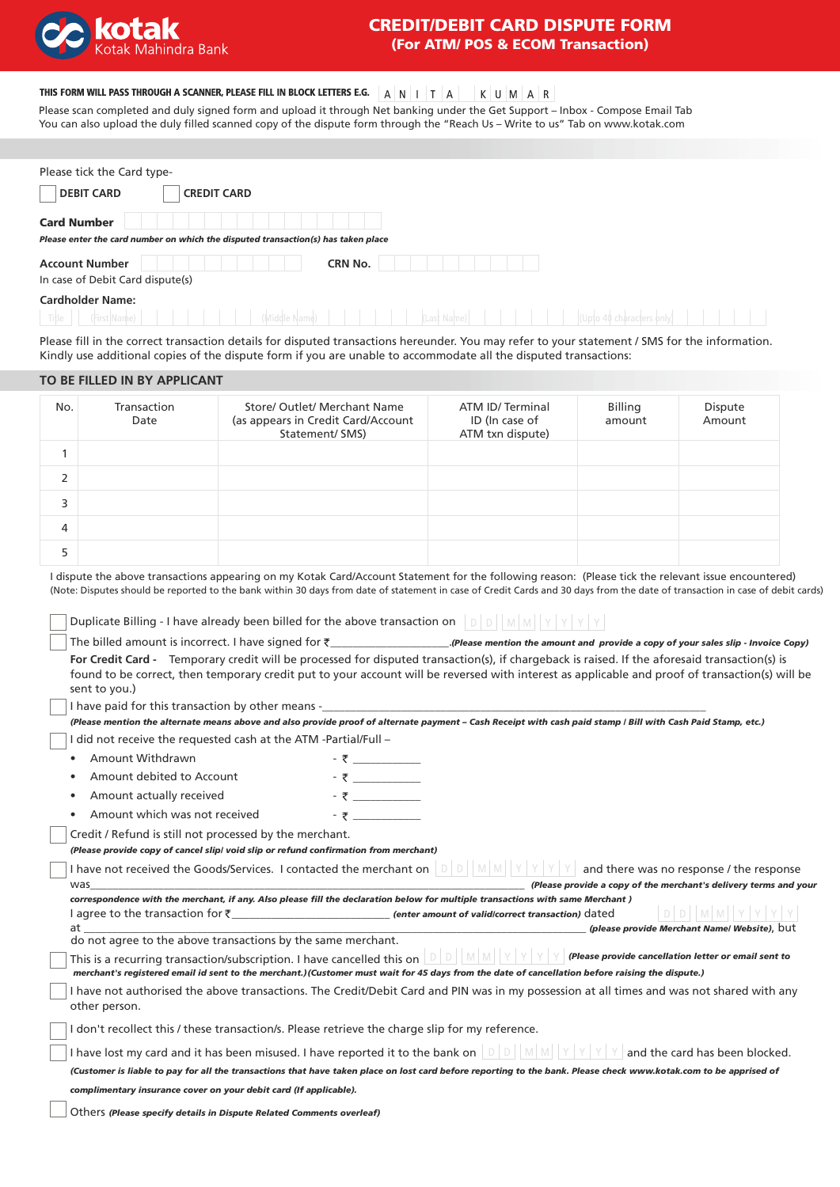# kotak
Kotak Mahindra Bank

## CREDIT/DEBIT CARD DISPUTE FORM
**(For ATM/ POS & ECOM Transaction)**

**THIS FORM WILL PASS THROUGH A SCANNER, PLEASE FILL IN BLOCK LETTERS E.G.** A N I T A K U M A R

Please scan completed and duly signed form and upload it through Net banking under the Get Support – Inbox - Compose Email Tab
You can also upload the duly filled scanned copy of the dispute form through the "Reach Us – Write to us" Tab on www.kotak.com

Please tick the Card type-

☐ **DEBIT CARD** ☐ **CREDIT CARD**

**Card Number** ____________________

*Please enter the card number on which the disputed transaction(s) has taken place*

**Account Number** ____________________ **CRN No.** ____________________

In case of Debit Card dispute(s)

**Cardholder Name:**

(Title) (First Name) (Middle Name) (Last Name) (Upto 40 characters only)

Please fill in the correct transaction details for disputed transactions hereunder. You may refer to your statement / SMS for the information. Kindly use additional copies of the dispute form if you are unable to accommodate all the disputed transactions:

## TO BE FILLED IN BY APPLICANT

| No. | Transaction Date | Store/ Outlet/ Merchant Name (as appears in Credit Card/Account Statement/ SMS) | ATM ID/ Terminal ID (In case of ATM txn dispute) | Billing amount | Dispute Amount |
|---|---|---|---|---|---|
| 1 | | | | | |
| 2 | | | | | |
| 3 | | | | | |
| 4 | | | | | |
| 5 | | | | | |

I dispute the above transactions appearing on my Kotak Card/Account Statement for the following reason: (Please tick the relevant issue encountered)
(Note: Disputes should be reported to the bank within 30 days from date of statement in case of Credit Cards and 30 days from the date of transaction in case of debit cards)

☐ Duplicate Billing - I have already been billed for the above transaction on D D M M Y Y Y Y

☐ The billed amount is incorrect. I have signed for ₹_________________ *(Please mention the amount and provide a copy of your sales slip - Invoice Copy)*

**For Credit Card -** Temporary credit will be processed for disputed transaction(s), if chargeback is raised. If the aforesaid transaction(s) is found to be correct, then temporary credit put to your account will be reversed with interest as applicable and proof of transaction(s) will be sent to you.)

☐ I have paid for this transaction by other means -_________________________________________

***(Please mention the alternate means above and also provide proof of alternate payment – Cash Receipt with cash paid stamp / Bill with Cash Paid Stamp, etc.)***

☐ I did not receive the requested cash at the ATM -Partial/Full –

- Amount Withdrawn - ₹ ___________
- Amount debited to Account - ₹ ___________
- Amount actually received - ₹ ___________
- Amount which was not received - ₹ ___________

☐ Credit / Refund is still not processed by the merchant.

***(Please provide copy of cancel slip/ void slip or refund confirmation from merchant)***

☐ I have not received the Goods/Services. I contacted the merchant on D D M M Y Y Y Y and there was no response / the response was_________________________________________ ***(Please provide a copy of the merchant's delivery terms and your correspondence with the merchant, if any. Also please fill the declaration below for multiple transactions with same Merchant )***

I agree to the transaction for ₹_________________________ ***(enter amount of valid/correct transaction)*** dated D D M M Y Y Y Y at_________________________________________ ***(please provide Merchant Name/ Website)***, but do not agree to the above transactions by the same merchant.

☐ This is a recurring transaction/subscription. I have cancelled this on D D M M Y Y Y Y ***(Please provide cancellation letter or email sent to merchant's registered email id sent to the merchant.)(Customer must wait for 45 days from the date of cancellation before raising the dispute.)***

☐ I have not authorised the above transactions. The Credit/Debit Card and PIN was in my possession at all times and was not shared with any other person.

☐ I don't recollect this / these transaction/s. Please retrieve the charge slip for my reference.

☐ I have lost my card and it has been misused. I have reported it to the bank on D D M M Y Y Y Y and the card has been blocked.

***(Customer is liable to pay for all the transactions that have taken place on lost card before reporting to the bank. Please check www.kotak.com to be apprised of complimentary insurance cover on your debit card (If applicable).***

☐ Others ***(Please specify details in Dispute Related Comments overleaf)***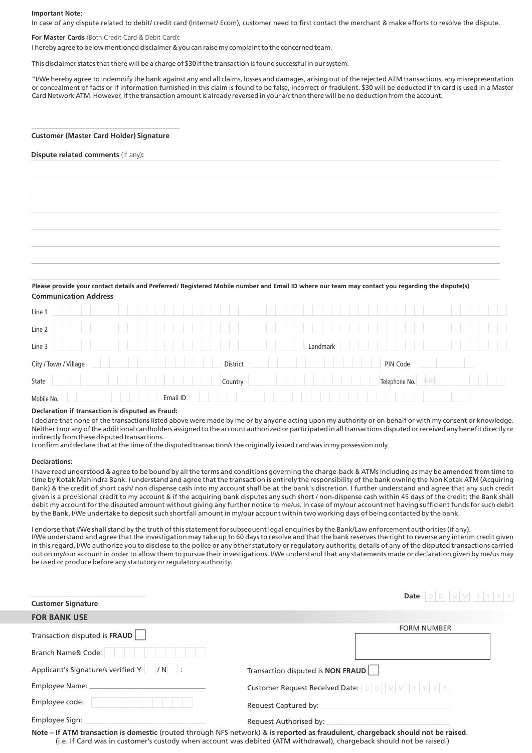**Important Note:**
In case of any dispute related to debit/ credit card (Internet/ Ecom), customer need to first contact the merchant & make efforts to resolve the dispute.

**For Master Cards** (Both Credit Card & Debit Card)**:**
I hereby agree to below mentioned disclaimer & you can raise my complaint to the concerned team.

This disclaimer states that there will be a charge of $30 if the transaction is found successful in our system.

"I/We hereby agree to indemnify the bank against any and all claims, losses and damages, arising out of the rejected ATM transactions, any misrepresentation or concealment of facts or if information furnished in this claim is found to be false, incorrect or fradulent. $30 will be deducted if th card is used in a Master Card Network ATM. However, if the transaction amount is already reversed in your a/c then there will be no deduction from the account.

**Customer (Master Card Holder) Signature**

**Dispute related comments** (if any)**:**

**Please provide your contact details and Preferred/ Registered Mobile number and Email ID where our team may contact you regarding the dispute(s)**

**Communication Address**

Line 1

Line 2

Line 3 Landmark

City / Town / Village District PIN Code

State Country Telephone No. (STD)

Mobile No. Email ID

**Declaration if transaction is disputed as Fraud:**
I declare that none of the transactions listed above were made by me or by anyone acting upon my authority or on behalf or with my consent or knowledge. Neither I nor any of the additional cardholders assigned to the account authorized or participated in all transactions disputed or received any benefit directly or indirectly from these disputed transactions.
I confirm and declare that at the time of the disputed transaction/s the originally issued card was in my possession only.

**Declarations:**
I have read understood & agree to be bound by all the terms and conditions governing the charge-back & ATMs including as may be amended from time to time by Kotak Mahindra Bank. I understand and agree that the transaction is entirely the responsibility of the bank owning the Non Kotak ATM (Acquiring Bank) & the credit of short cash/ non dispense cash into my account shall be at the bank's discretion. I further understand and agree that any such credit given is a provisional credit to my account & if the acquiring bank disputes any such short / non-dispense cash within 45 days of the credit; the Bank shall debit my account for the disputed amount without giving any further notice to me/us. In case of my/our account not having sufficient funds for such debit by the Bank, I/We undertake to deposit such shortfall amount in my/our account within two working days of being contacted by the bank.

I endorse that I/We shall stand by the truth of this statement for subsequent legal enquiries by the Bank/Law enforcement authorities (if any).
I/We understand and agree that the investigation may take up to 60 days to resolve and that the bank reserves the right to reverse any interim credit given in this regard. I/We authorize you to disclose to the police or any other statutory or regulatory authority, details of any of the disputed transactions carried out on my/our account in order to allow them to pursue their investigations. I/We understand that any statements made or declaration given by me/us may be used or produce before any statutory or regulatory authority.

**Customer Signature** **Date** D D M M Y Y Y Y

**FOR BANK USE**

Transaction disputed is **FRAUD** ☐

Branch Name& Code:

Applicant's Signature/s verified Y ☐ / N ☐ :

Employee Name:

Employee code:

Employee Sign:

FORM NUMBER

Transaction disputed is **NON FRAUD** ☐

Customer Request Received Date: D D M M Y Y Y Y

Request Captured by:

Request Authorised by:

**Note – If ATM transaction is domestic** (routed through NFS network) & **is reported as fraudulent, chargeback should not be raised**.
(i.e. If Card was in customer's custody when account was debited (ATM withdrawal), chargeback should not be raised.)